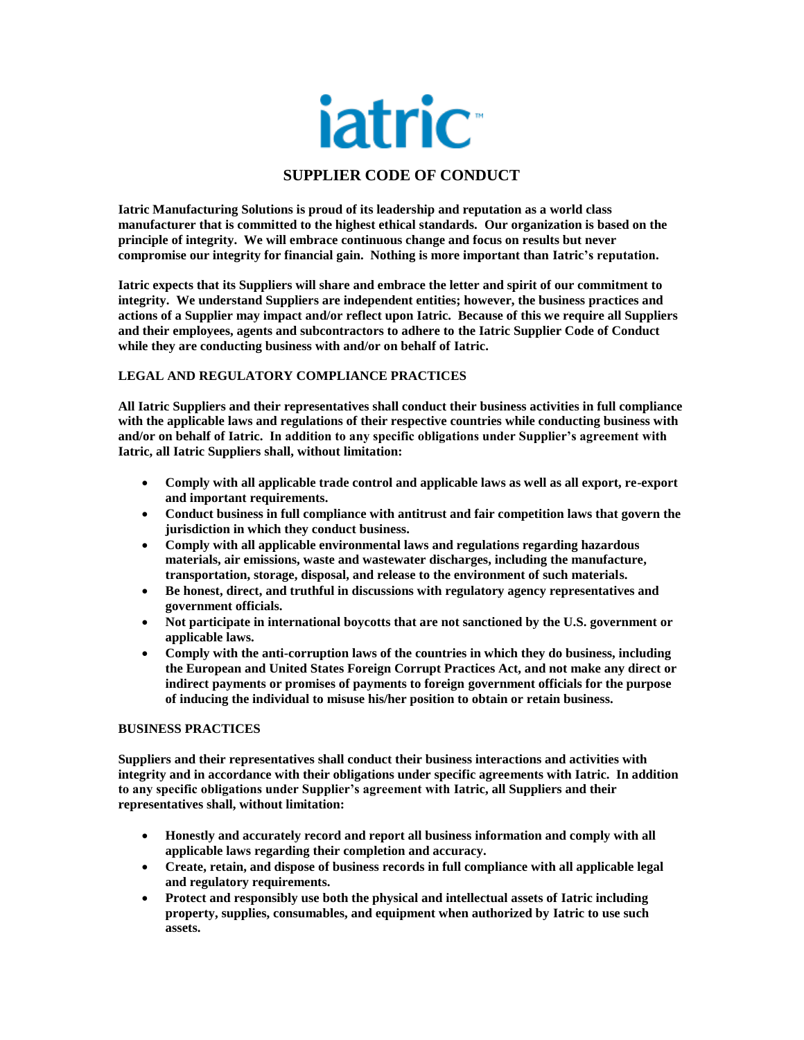iatric™

# SUPPLIER CODE OF CONDUCT

**Iatric Manufacturing Solutions is proud of its leadership and reputation as a world class manufacturer that is committed to the highest ethical standards. Our organization is based on the principle of integrity. We will embrace continuous change and focus on results but never compromise our integrity for financial gain. Nothing is more important than Iatric's reputation.**

**Iatric expects that its Suppliers will share and embrace the letter and spirit of our commitment to integrity. We understand Suppliers are independent entities; however, the business practices and actions of a Supplier may impact and/or reflect upon Iatric. Because of this we require all Suppliers and their employees, agents and subcontractors to adhere to the Iatric Supplier Code of Conduct while they are conducting business with and/or on behalf of Iatric.**

## LEGAL AND REGULATORY COMPLIANCE PRACTICES

**All Iatric Suppliers and their representatives shall conduct their business activities in full compliance with the applicable laws and regulations of their respective countries while conducting business with and/or on behalf of Iatric. In addition to any specific obligations under Supplier's agreement with Iatric, all Iatric Suppliers shall, without limitation:**

- **Comply with all applicable trade control and applicable laws as well as all export, re-export and important requirements.**
- **Conduct business in full compliance with antitrust and fair competition laws that govern the jurisdiction in which they conduct business.**
- **Comply with all applicable environmental laws and regulations regarding hazardous materials, air emissions, waste and wastewater discharges, including the manufacture, transportation, storage, disposal, and release to the environment of such materials.**
- **Be honest, direct, and truthful in discussions with regulatory agency representatives and government officials.**
- **Not participate in international boycotts that are not sanctioned by the U.S. government or applicable laws.**
- **Comply with the anti-corruption laws of the countries in which they do business, including the European and United States Foreign Corrupt Practices Act, and not make any direct or indirect payments or promises of payments to foreign government officials for the purpose of inducing the individual to misuse his/her position to obtain or retain business.**

## BUSINESS PRACTICES

**Suppliers and their representatives shall conduct their business interactions and activities with integrity and in accordance with their obligations under specific agreements with Iatric. In addition to any specific obligations under Supplier's agreement with Iatric, all Suppliers and their representatives shall, without limitation:**

- **Honestly and accurately record and report all business information and comply with all applicable laws regarding their completion and accuracy.**
- **Create, retain, and dispose of business records in full compliance with all applicable legal and regulatory requirements.**
- **Protect and responsibly use both the physical and intellectual assets of Iatric including property, supplies, consumables, and equipment when authorized by Iatric to use such assets.**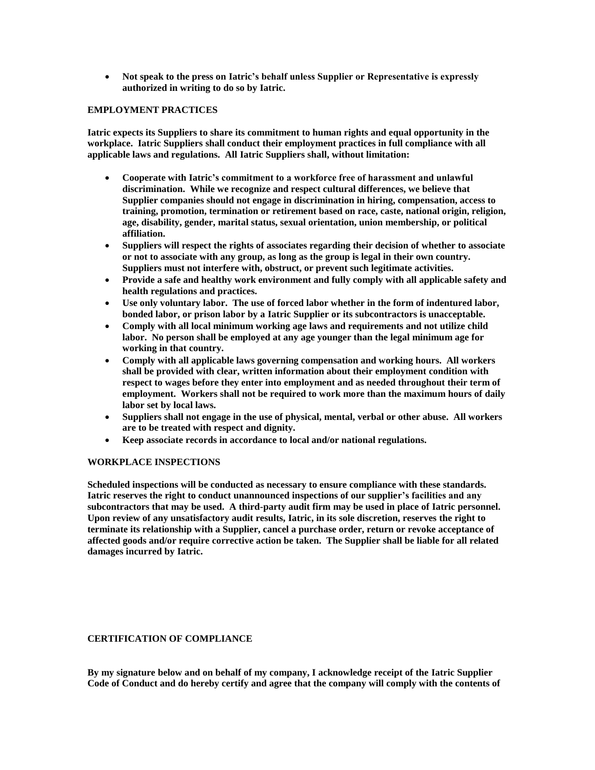- **Not speak to the press on Iatric's behalf unless Supplier or Representative is expressly authorized in writing to do so by Iatric.**

**EMPLOYMENT PRACTICES**

**Iatric expects its Suppliers to share its commitment to human rights and equal opportunity in the workplace. Iatric Suppliers shall conduct their employment practices in full compliance with all applicable laws and regulations. All Iatric Suppliers shall, without limitation:**

- **Cooperate with Iatric's commitment to a workforce free of harassment and unlawful discrimination. While we recognize and respect cultural differences, we believe that Supplier companies should not engage in discrimination in hiring, compensation, access to training, promotion, termination or retirement based on race, caste, national origin, religion, age, disability, gender, marital status, sexual orientation, union membership, or political affiliation.**
- **Suppliers will respect the rights of associates regarding their decision of whether to associate or not to associate with any group, as long as the group is legal in their own country. Suppliers must not interfere with, obstruct, or prevent such legitimate activities.**
- **Provide a safe and healthy work environment and fully comply with all applicable safety and health regulations and practices.**
- **Use only voluntary labor. The use of forced labor whether in the form of indentured labor, bonded labor, or prison labor by a Iatric Supplier or its subcontractors is unacceptable.**
- **Comply with all local minimum working age laws and requirements and not utilize child labor. No person shall be employed at any age younger than the legal minimum age for working in that country.**
- **Comply with all applicable laws governing compensation and working hours. All workers shall be provided with clear, written information about their employment condition with respect to wages before they enter into employment and as needed throughout their term of employment. Workers shall not be required to work more than the maximum hours of daily labor set by local laws.**
- **Suppliers shall not engage in the use of physical, mental, verbal or other abuse. All workers are to be treated with respect and dignity.**
- **Keep associate records in accordance to local and/or national regulations.**

**WORKPLACE INSPECTIONS**

**Scheduled inspections will be conducted as necessary to ensure compliance with these standards. Iatric reserves the right to conduct unannounced inspections of our supplier's facilities and any subcontractors that may be used. A third-party audit firm may be used in place of Iatric personnel. Upon review of any unsatisfactory audit results, Iatric, in its sole discretion, reserves the right to terminate its relationship with a Supplier, cancel a purchase order, return or revoke acceptance of affected goods and/or require corrective action be taken. The Supplier shall be liable for all related damages incurred by Iatric.**

**CERTIFICATION OF COMPLIANCE**

**By my signature below and on behalf of my company, I acknowledge receipt of the Iatric Supplier Code of Conduct and do hereby certify and agree that the company will comply with the contents of**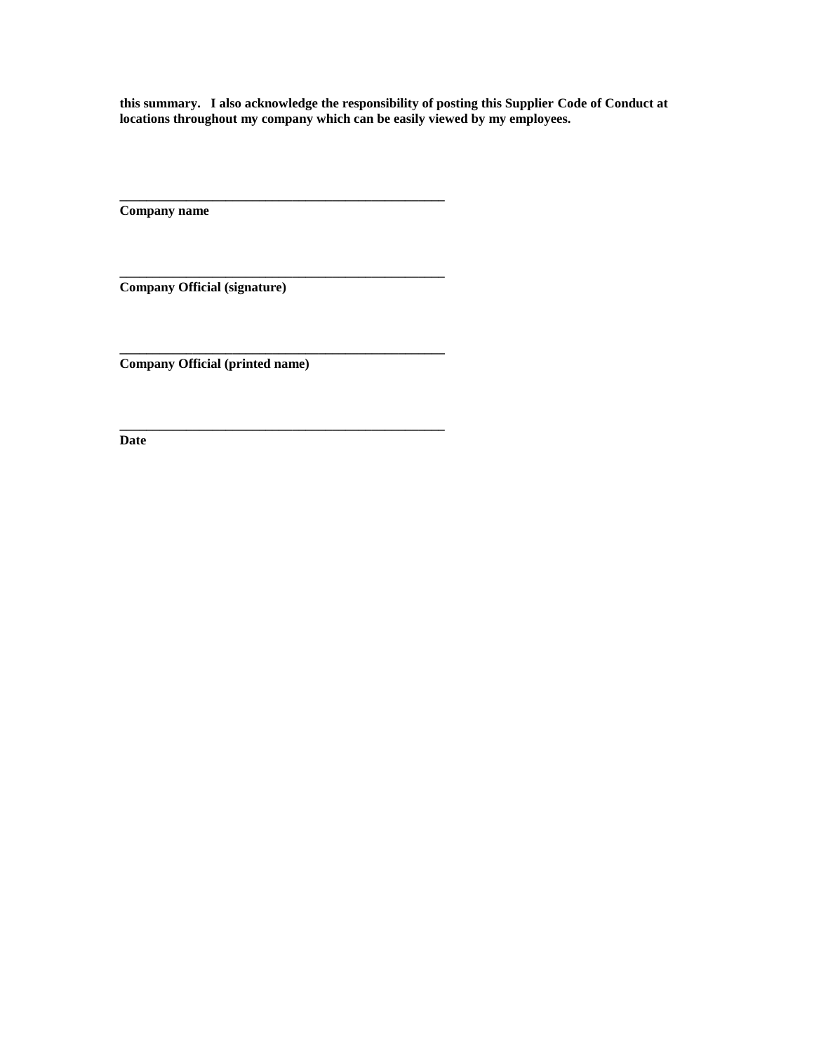**this summary. I also acknowledge the responsibility of posting this Supplier Code of Conduct at locations throughout my company which can be easily viewed by my employees.**

**\_\_\_\_\_\_\_\_\_\_\_\_\_\_\_\_\_\_\_\_\_\_\_\_\_\_\_\_\_\_\_\_\_\_\_\_\_\_\_\_\_\_\_\_\_\_\_\_\_\_**
**Company name**

**\_\_\_\_\_\_\_\_\_\_\_\_\_\_\_\_\_\_\_\_\_\_\_\_\_\_\_\_\_\_\_\_\_\_\_\_\_\_\_\_\_\_\_\_\_\_\_\_\_\_**
**Company Official (signature)**

**\_\_\_\_\_\_\_\_\_\_\_\_\_\_\_\_\_\_\_\_\_\_\_\_\_\_\_\_\_\_\_\_\_\_\_\_\_\_\_\_\_\_\_\_\_\_\_\_\_\_**
**Company Official (printed name)**

**\_\_\_\_\_\_\_\_\_\_\_\_\_\_\_\_\_\_\_\_\_\_\_\_\_\_\_\_\_\_\_\_\_\_\_\_\_\_\_\_\_\_\_\_\_\_\_\_\_\_**
**Date**